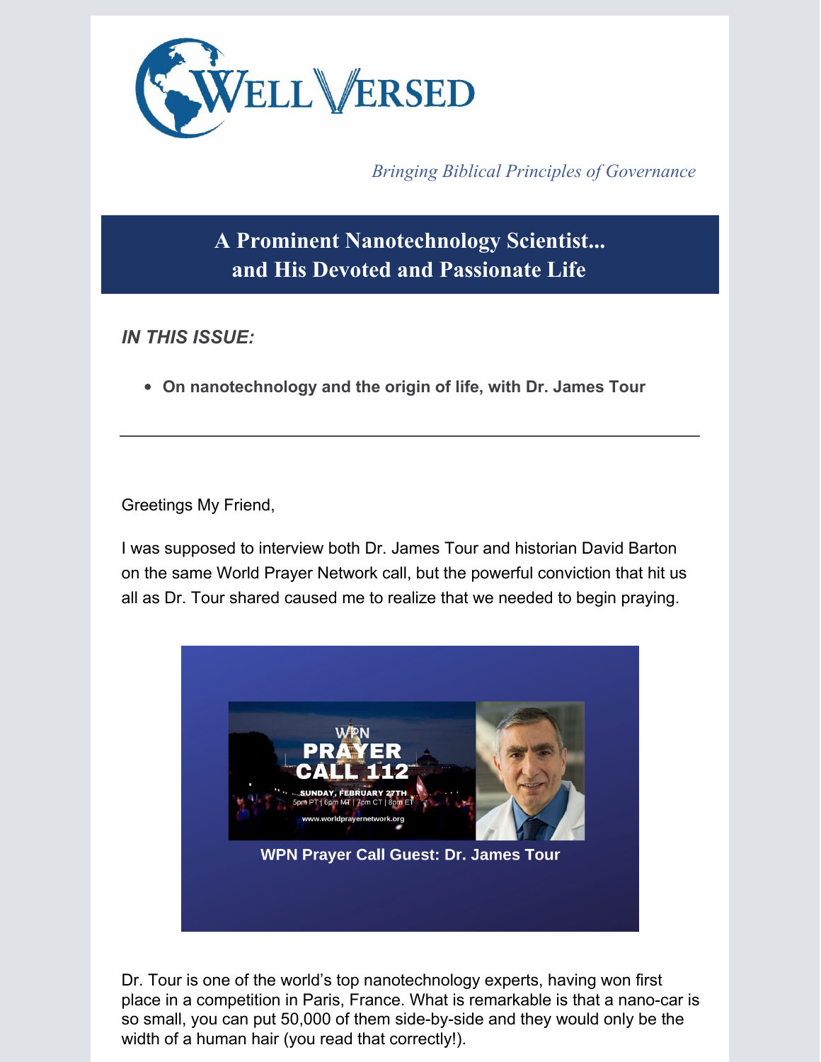# Well Versed

*Bringing Biblical Principles of Governance*

## A Prominent Nanotechnology Scientist... and His Devoted and Passionate Life

***IN THIS ISSUE:***

- **On nanotechnology and the origin of life, with Dr. James Tour**

---

Greetings My Friend,

I was supposed to interview both Dr. James Tour and historian David Barton on the same World Prayer Network call, but the powerful conviction that hit us all as Dr. Tour shared caused me to realize that we needed to begin praying.

**WPN Prayer Call Guest: Dr. James Tour**

Dr. Tour is one of the world's top nanotechnology experts, having won first place in a competition in Paris, France. What is remarkable is that a nano-car is so small, you can put 50,000 of them side-by-side and they would only be the width of a human hair (you read that correctly!).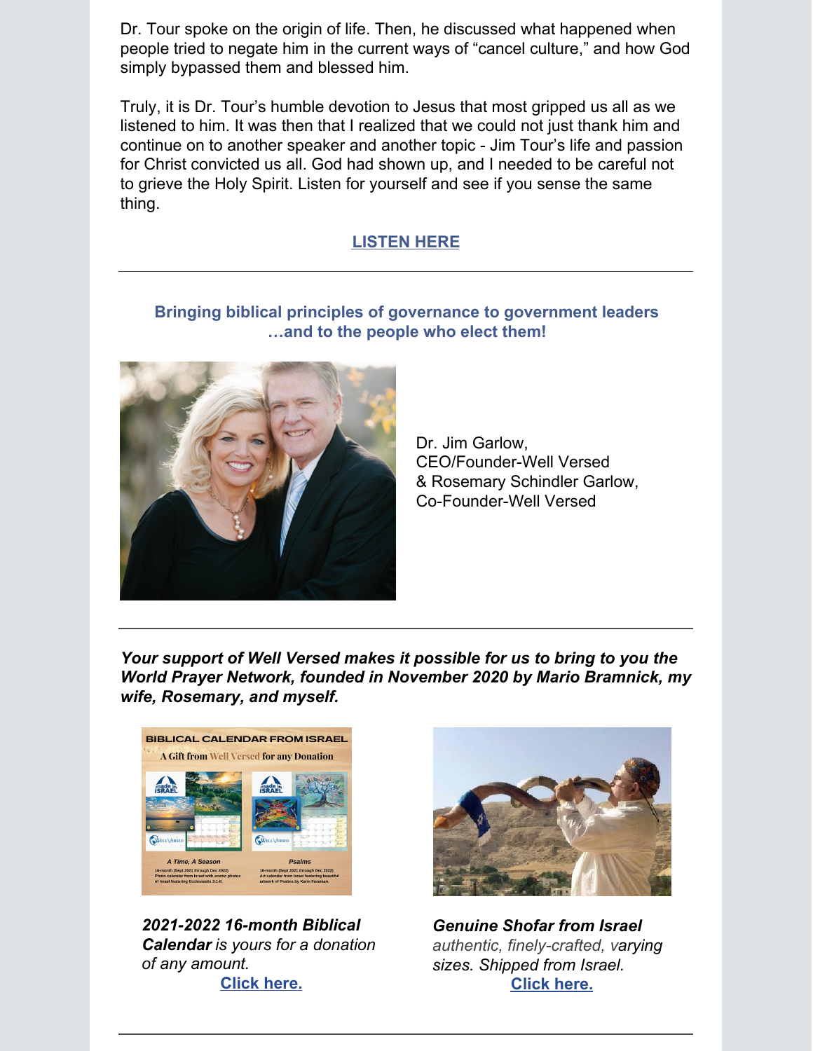Dr. Tour spoke on the origin of life. Then, he discussed what happened when people tried to negate him in the current ways of "cancel culture," and how God simply bypassed them and blessed him.

Truly, it is Dr. Tour's humble devotion to Jesus that most gripped us all as we listened to him. It was then that I realized that we could not just thank him and continue on to another speaker and another topic - Jim Tour's life and passion for Christ convicted us all. God had shown up, and I needed to be careful not to grieve the Holy Spirit. Listen for yourself and see if you sense the same thing.

**LISTEN HERE**

---

**Bringing biblical principles of governance to government leaders …and to the people who elect them!**

Dr. Jim Garlow,
CEO/Founder-Well Versed
& Rosemary Schindler Garlow,
Co-Founder-Well Versed

---

***Your support of Well Versed makes it possible for us to bring to you the World Prayer Network, founded in November 2020 by Mario Bramnick, my wife, Rosemary, and myself.***

***2021-2022 16-month Biblical Calendar*** *is yours for a donation of any amount.*
**Click here.**

***Genuine Shofar from Israel*** *authentic, finely-crafted, varying sizes. Shipped from Israel.*
**Click here.**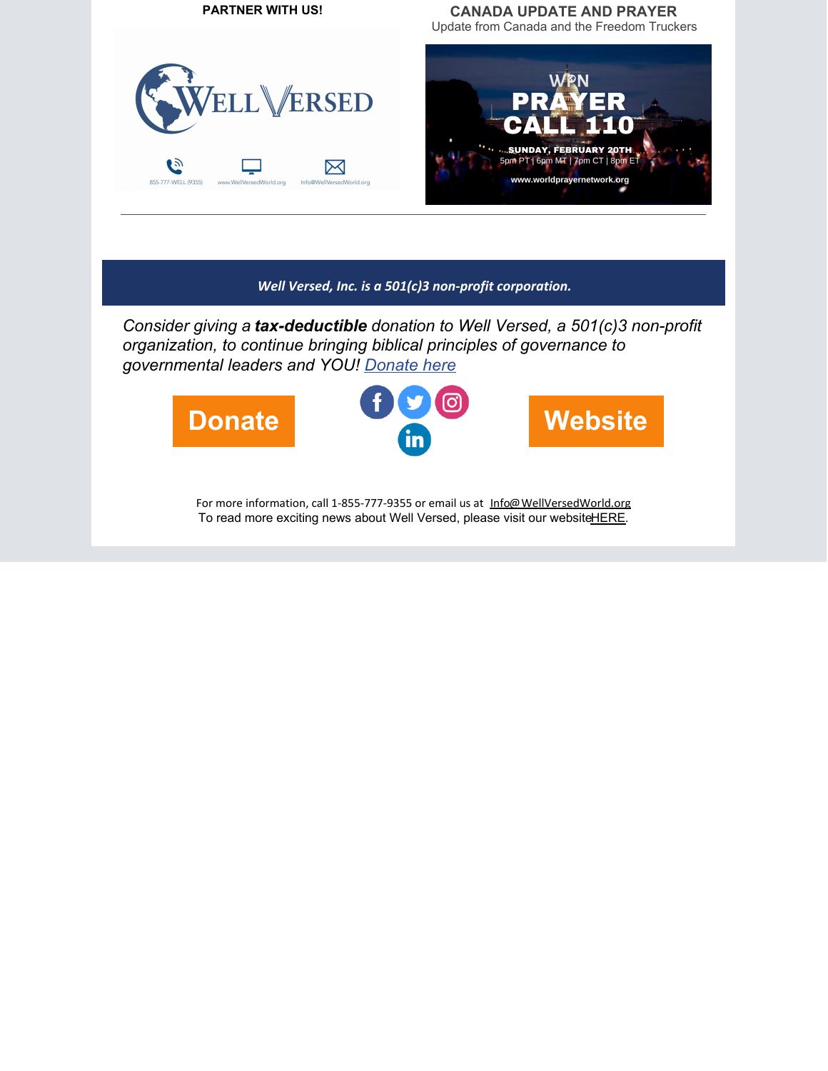**PARTNER WITH US!**

WELL VERSED

855-777-WELL (9355) www.WellVersedWorld.org Info@WellVersedWorld.org

**CANADA UPDATE AND PRAYER**

Update from Canada and the Freedom Truckers

WPN PRAYER CALL 110

SUNDAY, FEBRUARY 20TH

5pm PT | 6pm MT | 7pm CT | 8pm ET

www.worldprayernetwork.org

---

***Well Versed, Inc. is a 501(c)3 non-profit corporation.***

*Consider giving a **tax-deductible** donation to Well Versed, a 501(c)3 non-profit organization, to continue bringing biblical principles of governance to governmental leaders and YOU! Donate here*

Donate

Website

For more information, call 1-855-777-9355 or email us at Info@WellVersedWorld.org

To read more exciting news about Well Versed, please visit our website HERE.